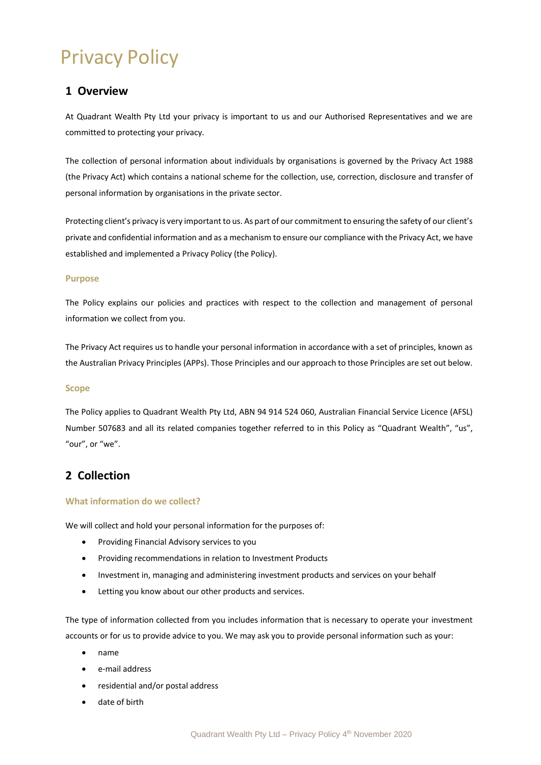# Privacy Policy

## 1 Overview

At Quadrant Wealth Pty Ltd your privacy is important to us and our Authorised Representatives and we are committed to protecting your privacy.

The collection of personal information about individuals by organisations is governed by the Privacy Act 1988 (the Privacy Act) which contains a national scheme for the collection, use, correction, disclosure and transfer of personal information by organisations in the private sector.

Protecting client's privacy is very important to us. As part of our commitment to ensuring the safety of our client's private and confidential information and as a mechanism to ensure our compliance with the Privacy Act, we have established and implemented a Privacy Policy (the Policy).

### Purpose

The Policy explains our policies and practices with respect to the collection and management of personal information we collect from you.

The Privacy Act requires us to handle your personal information in accordance with a set of principles, known as the Australian Privacy Principles (APPs). Those Principles and our approach to those Principles are set out below.

### Scope

The Policy applies to Quadrant Wealth Pty Ltd, ABN 94 914 524 060, Australian Financial Service Licence (AFSL) Number 507683 and all its related companies together referred to in this Policy as "Quadrant Wealth", "us", "our", or "we".

## 2 Collection

### What information do we collect?

We will collect and hold your personal information for the purposes of:

- Providing Financial Advisory services to you
- Providing recommendations in relation to Investment Products
- Investment in, managing and administering investment products and services on your behalf
- Letting you know about our other products and services.

The type of information collected from you includes information that is necessary to operate your investment accounts or for us to provide advice to you. We may ask you to provide personal information such as your:

- name
- e-mail address
- residential and/or postal address
- date of birth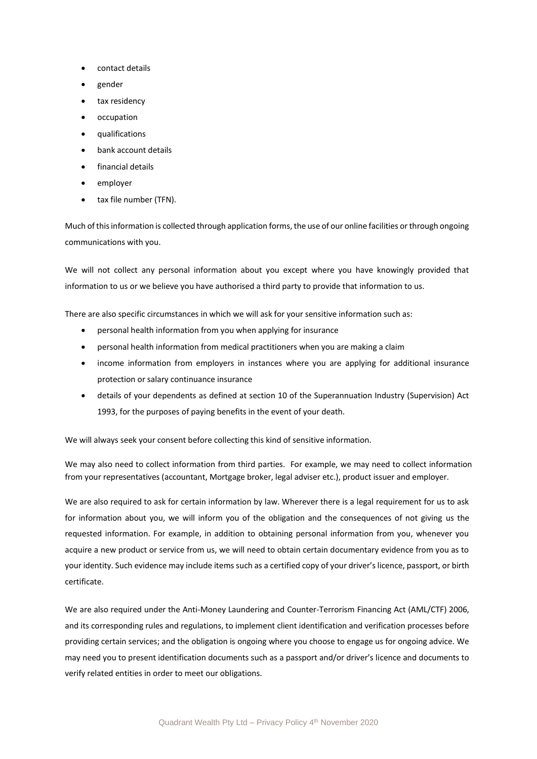- contact details
- gender
- tax residency
- occupation
- qualifications
- bank account details
- financial details
- employer
- tax file number (TFN).

Much of this information is collected through application forms, the use of our online facilities or through ongoing communications with you.

We will not collect any personal information about you except where you have knowingly provided that information to us or we believe you have authorised a third party to provide that information to us.

There are also specific circumstances in which we will ask for your sensitive information such as:

- personal health information from you when applying for insurance
- personal health information from medical practitioners when you are making a claim
- income information from employers in instances where you are applying for additional insurance protection or salary continuance insurance
- details of your dependents as defined at section 10 of the Superannuation Industry (Supervision) Act 1993, for the purposes of paying benefits in the event of your death.

We will always seek your consent before collecting this kind of sensitive information.

We may also need to collect information from third parties. For example, we may need to collect information from your representatives (accountant, Mortgage broker, legal adviser etc.), product issuer and employer.

We are also required to ask for certain information by law. Wherever there is a legal requirement for us to ask for information about you, we will inform you of the obligation and the consequences of not giving us the requested information. For example, in addition to obtaining personal information from you, whenever you acquire a new product or service from us, we will need to obtain certain documentary evidence from you as to your identity. Such evidence may include items such as a certified copy of your driver's licence, passport, or birth certificate.

We are also required under the Anti-Money Laundering and Counter-Terrorism Financing Act (AML/CTF) 2006, and its corresponding rules and regulations, to implement client identification and verification processes before providing certain services; and the obligation is ongoing where you choose to engage us for ongoing advice. We may need you to present identification documents such as a passport and/or driver's licence and documents to verify related entities in order to meet our obligations.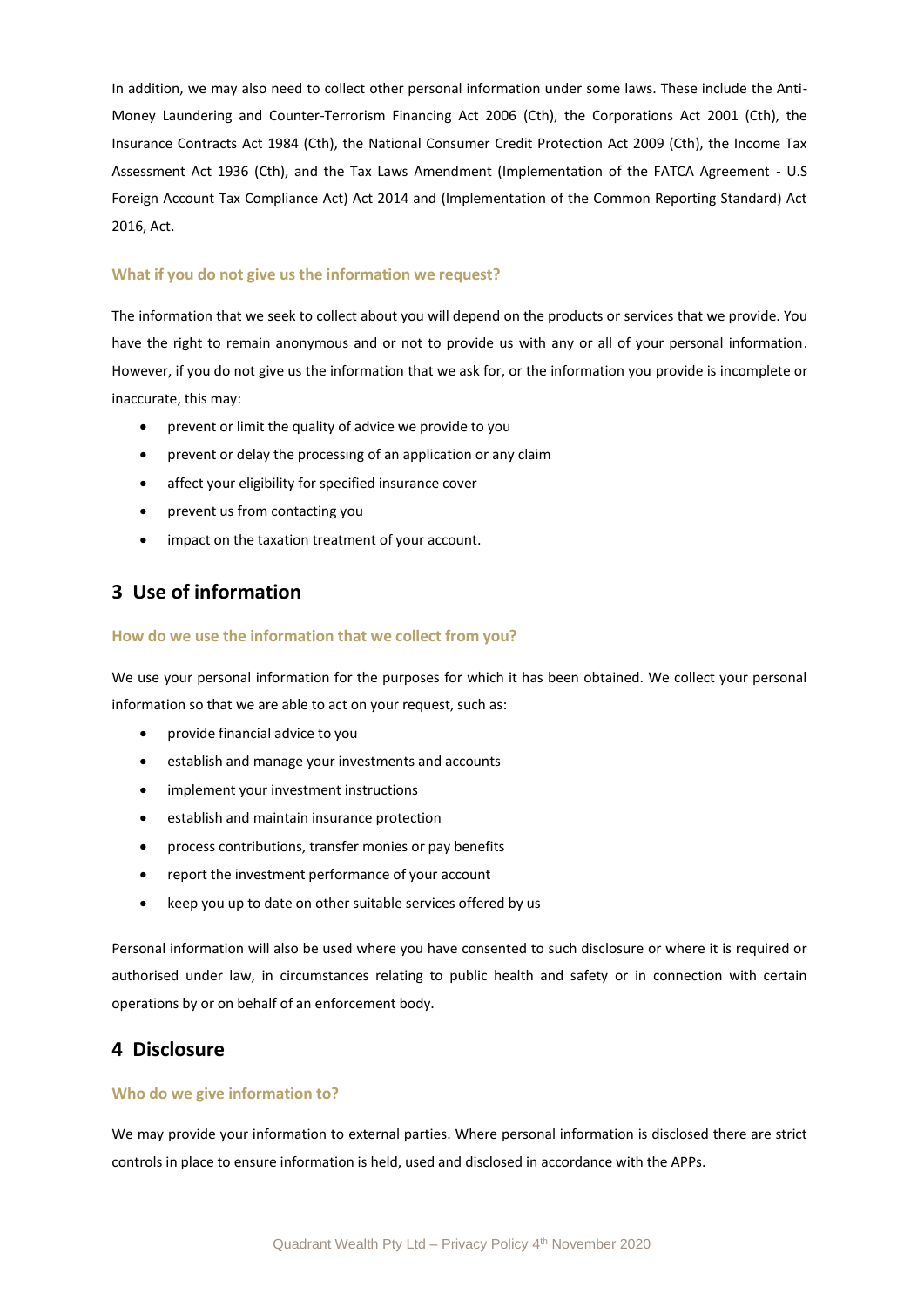In addition, we may also need to collect other personal information under some laws. These include the Anti-Money Laundering and Counter-Terrorism Financing Act 2006 (Cth), the Corporations Act 2001 (Cth), the Insurance Contracts Act 1984 (Cth), the National Consumer Credit Protection Act 2009 (Cth), the Income Tax Assessment Act 1936 (Cth), and the Tax Laws Amendment (Implementation of the FATCA Agreement - U.S Foreign Account Tax Compliance Act) Act 2014 and (Implementation of the Common Reporting Standard) Act 2016, Act.

### What if you do not give us the information we request?

The information that we seek to collect about you will depend on the products or services that we provide. You have the right to remain anonymous and or not to provide us with any or all of your personal information. However, if you do not give us the information that we ask for, or the information you provide is incomplete or inaccurate, this may:

- prevent or limit the quality of advice we provide to you
- prevent or delay the processing of an application or any claim
- affect your eligibility for specified insurance cover
- prevent us from contacting you
- impact on the taxation treatment of your account.

## 3 Use of information

### How do we use the information that we collect from you?

We use your personal information for the purposes for which it has been obtained. We collect your personal information so that we are able to act on your request, such as:

- provide financial advice to you
- establish and manage your investments and accounts
- implement your investment instructions
- establish and maintain insurance protection
- process contributions, transfer monies or pay benefits
- report the investment performance of your account
- keep you up to date on other suitable services offered by us

Personal information will also be used where you have consented to such disclosure or where it is required or authorised under law, in circumstances relating to public health and safety or in connection with certain operations by or on behalf of an enforcement body.

## 4 Disclosure

### Who do we give information to?

We may provide your information to external parties. Where personal information is disclosed there are strict controls in place to ensure information is held, used and disclosed in accordance with the APPs.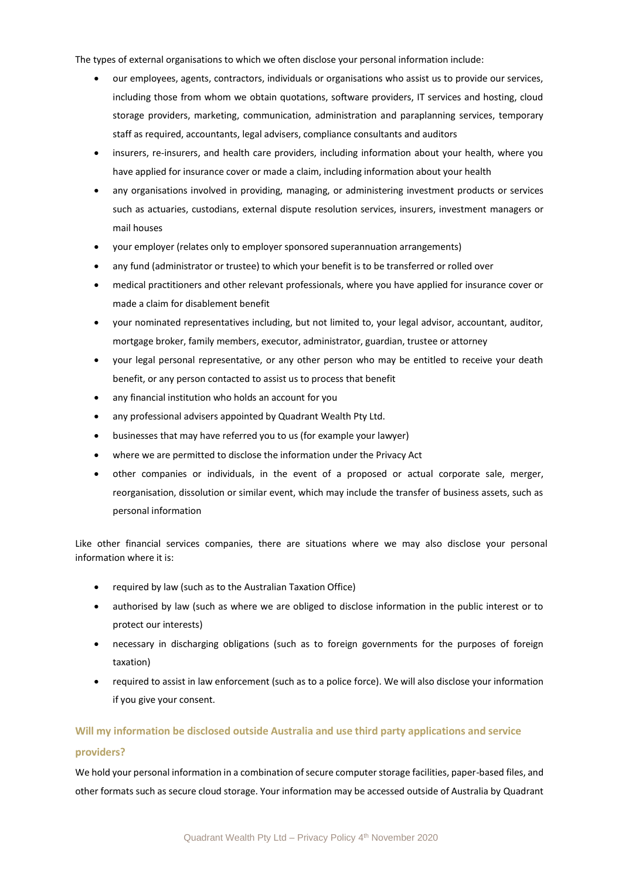The types of external organisations to which we often disclose your personal information include:

- our employees, agents, contractors, individuals or organisations who assist us to provide our services, including those from whom we obtain quotations, software providers, IT services and hosting, cloud storage providers, marketing, communication, administration and paraplanning services, temporary staff as required, accountants, legal advisers, compliance consultants and auditors
- insurers, re-insurers, and health care providers, including information about your health, where you have applied for insurance cover or made a claim, including information about your health
- any organisations involved in providing, managing, or administering investment products or services such as actuaries, custodians, external dispute resolution services, insurers, investment managers or mail houses
- your employer (relates only to employer sponsored superannuation arrangements)
- any fund (administrator or trustee) to which your benefit is to be transferred or rolled over
- medical practitioners and other relevant professionals, where you have applied for insurance cover or made a claim for disablement benefit
- your nominated representatives including, but not limited to, your legal advisor, accountant, auditor, mortgage broker, family members, executor, administrator, guardian, trustee or attorney
- your legal personal representative, or any other person who may be entitled to receive your death benefit, or any person contacted to assist us to process that benefit
- any financial institution who holds an account for you
- any professional advisers appointed by Quadrant Wealth Pty Ltd.
- businesses that may have referred you to us (for example your lawyer)
- where we are permitted to disclose the information under the Privacy Act
- other companies or individuals, in the event of a proposed or actual corporate sale, merger, reorganisation, dissolution or similar event, which may include the transfer of business assets, such as personal information

Like other financial services companies, there are situations where we may also disclose your personal information where it is:

- required by law (such as to the Australian Taxation Office)
- authorised by law (such as where we are obliged to disclose information in the public interest or to protect our interests)
- necessary in discharging obligations (such as to foreign governments for the purposes of foreign taxation)
- required to assist in law enforcement (such as to a police force). We will also disclose your information if you give your consent.

## Will my information be disclosed outside Australia and use third party applications and service providers?

We hold your personal information in a combination of secure computer storage facilities, paper-based files, and other formats such as secure cloud storage. Your information may be accessed outside of Australia by Quadrant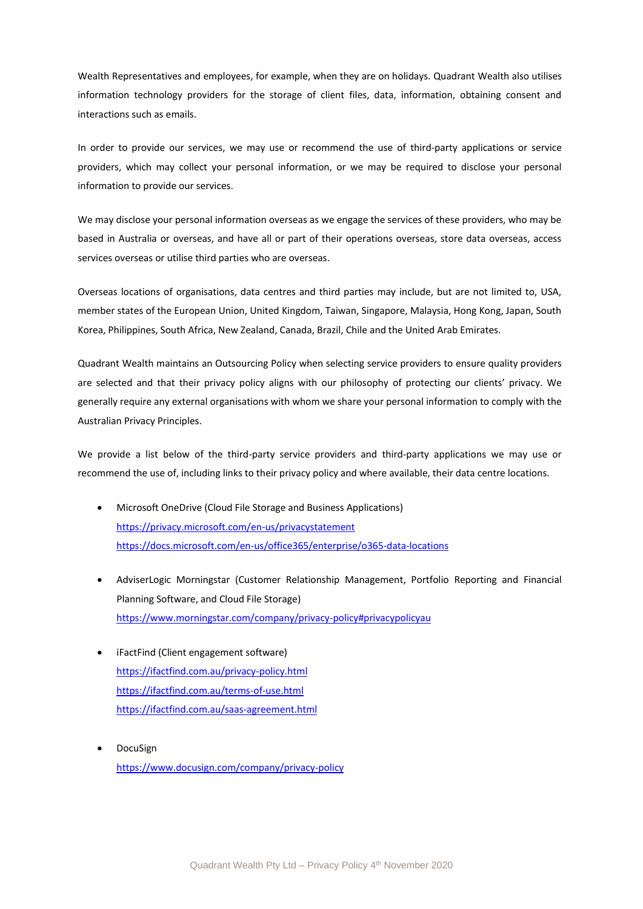Wealth Representatives and employees, for example, when they are on holidays. Quadrant Wealth also utilises information technology providers for the storage of client files, data, information, obtaining consent and interactions such as emails.

In order to provide our services, we may use or recommend the use of third-party applications or service providers, which may collect your personal information, or we may be required to disclose your personal information to provide our services.

We may disclose your personal information overseas as we engage the services of these providers, who may be based in Australia or overseas, and have all or part of their operations overseas, store data overseas, access services overseas or utilise third parties who are overseas.

Overseas locations of organisations, data centres and third parties may include, but are not limited to, USA, member states of the European Union, United Kingdom, Taiwan, Singapore, Malaysia, Hong Kong, Japan, South Korea, Philippines, South Africa, New Zealand, Canada, Brazil, Chile and the United Arab Emirates.

Quadrant Wealth maintains an Outsourcing Policy when selecting service providers to ensure quality providers are selected and that their privacy policy aligns with our philosophy of protecting our clients' privacy. We generally require any external organisations with whom we share your personal information to comply with the Australian Privacy Principles.

We provide a list below of the third-party service providers and third-party applications we may use or recommend the use of, including links to their privacy policy and where available, their data centre locations.

- Microsoft OneDrive (Cloud File Storage and Business Applications)
  https://privacy.microsoft.com/en-us/privacystatement
  https://docs.microsoft.com/en-us/office365/enterprise/o365-data-locations

- AdviserLogic Morningstar (Customer Relationship Management, Portfolio Reporting and Financial Planning Software, and Cloud File Storage)
  https://www.morningstar.com/company/privacy-policy#privacypolicyau

- iFactFind (Client engagement software)
  https://ifactfind.com.au/privacy-policy.html
  https://ifactfind.com.au/terms-of-use.html
  https://ifactfind.com.au/saas-agreement.html

- DocuSign
  https://www.docusign.com/company/privacy-policy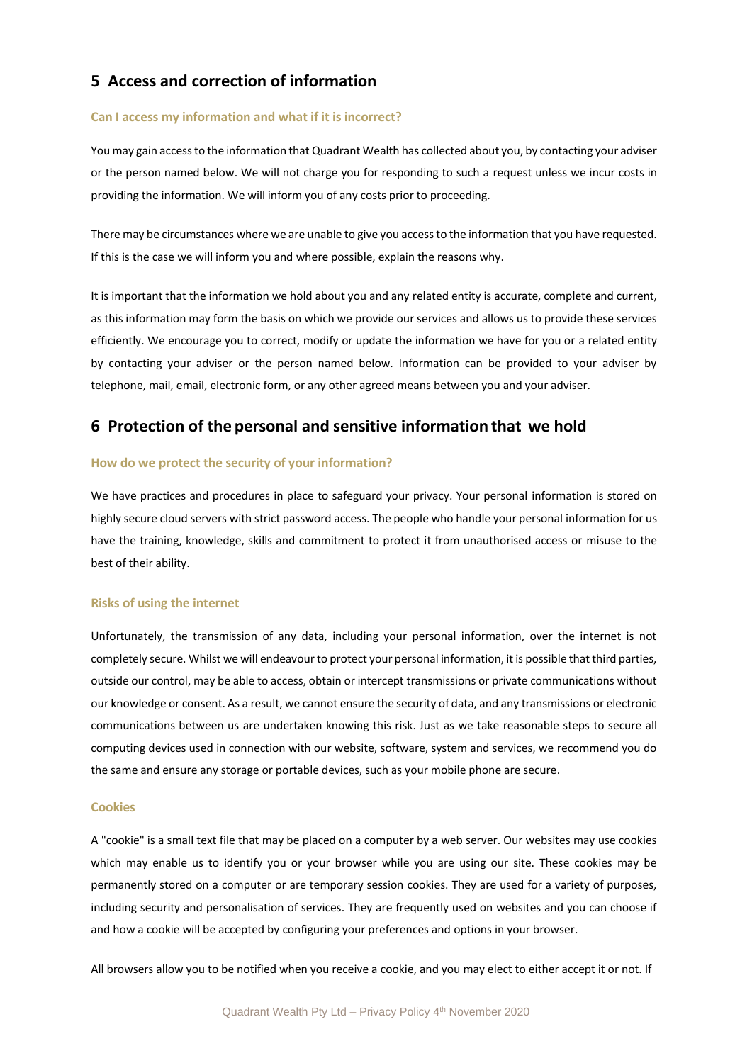## 5 Access and correction of information

### Can I access my information and what if it is incorrect?

You may gain access to the information that Quadrant Wealth has collected about you, by contacting your adviser or the person named below. We will not charge you for responding to such a request unless we incur costs in providing the information. We will inform you of any costs prior to proceeding.

There may be circumstances where we are unable to give you access to the information that you have requested. If this is the case we will inform you and where possible, explain the reasons why.

It is important that the information we hold about you and any related entity is accurate, complete and current, as this information may form the basis on which we provide our services and allows us to provide these services efficiently. We encourage you to correct, modify or update the information we have for you or a related entity by contacting your adviser or the person named below. Information can be provided to your adviser by telephone, mail, email, electronic form, or any other agreed means between you and your adviser.

## 6 Protection of the personal and sensitive information that we hold

### How do we protect the security of your information?

We have practices and procedures in place to safeguard your privacy. Your personal information is stored on highly secure cloud servers with strict password access. The people who handle your personal information for us have the training, knowledge, skills and commitment to protect it from unauthorised access or misuse to the best of their ability.

### Risks of using the internet

Unfortunately, the transmission of any data, including your personal information, over the internet is not completely secure. Whilst we will endeavour to protect your personal information, it is possible that third parties, outside our control, may be able to access, obtain or intercept transmissions or private communications without our knowledge or consent. As a result, we cannot ensure the security of data, and any transmissions or electronic communications between us are undertaken knowing this risk. Just as we take reasonable steps to secure all computing devices used in connection with our website, software, system and services, we recommend you do the same and ensure any storage or portable devices, such as your mobile phone are secure.

### Cookies

A "cookie" is a small text file that may be placed on a computer by a web server. Our websites may use cookies which may enable us to identify you or your browser while you are using our site. These cookies may be permanently stored on a computer or are temporary session cookies. They are used for a variety of purposes, including security and personalisation of services. They are frequently used on websites and you can choose if and how a cookie will be accepted by configuring your preferences and options in your browser.

All browsers allow you to be notified when you receive a cookie, and you may elect to either accept it or not. If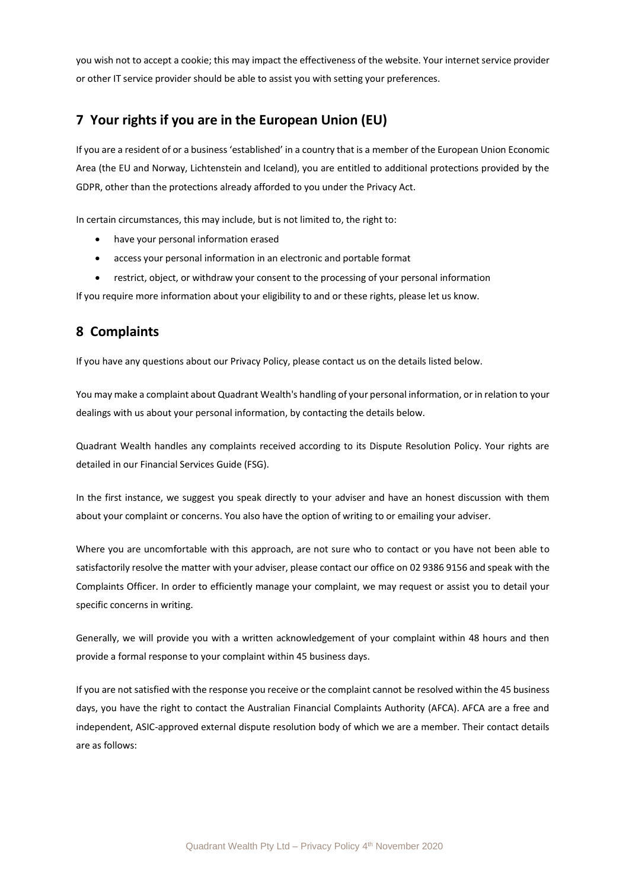you wish not to accept a cookie; this may impact the effectiveness of the website. Your internet service provider or other IT service provider should be able to assist you with setting your preferences.

## 7 Your rights if you are in the European Union (EU)

If you are a resident of or a business 'established' in a country that is a member of the European Union Economic Area (the EU and Norway, Lichtenstein and Iceland), you are entitled to additional protections provided by the GDPR, other than the protections already afforded to you under the Privacy Act.

In certain circumstances, this may include, but is not limited to, the right to:

- have your personal information erased
- access your personal information in an electronic and portable format
- restrict, object, or withdraw your consent to the processing of your personal information

If you require more information about your eligibility to and or these rights, please let us know.

## 8 Complaints

If you have any questions about our Privacy Policy, please contact us on the details listed below.

You may make a complaint about Quadrant Wealth's handling of your personal information, or in relation to your dealings with us about your personal information, by contacting the details below.

Quadrant Wealth handles any complaints received according to its Dispute Resolution Policy. Your rights are detailed in our Financial Services Guide (FSG).

In the first instance, we suggest you speak directly to your adviser and have an honest discussion with them about your complaint or concerns. You also have the option of writing to or emailing your adviser.

Where you are uncomfortable with this approach, are not sure who to contact or you have not been able to satisfactorily resolve the matter with your adviser, please contact our office on 02 9386 9156 and speak with the Complaints Officer. In order to efficiently manage your complaint, we may request or assist you to detail your specific concerns in writing.

Generally, we will provide you with a written acknowledgement of your complaint within 48 hours and then provide a formal response to your complaint within 45 business days.

If you are not satisfied with the response you receive or the complaint cannot be resolved within the 45 business days, you have the right to contact the Australian Financial Complaints Authority (AFCA). AFCA are a free and independent, ASIC-approved external dispute resolution body of which we are a member. Their contact details are as follows: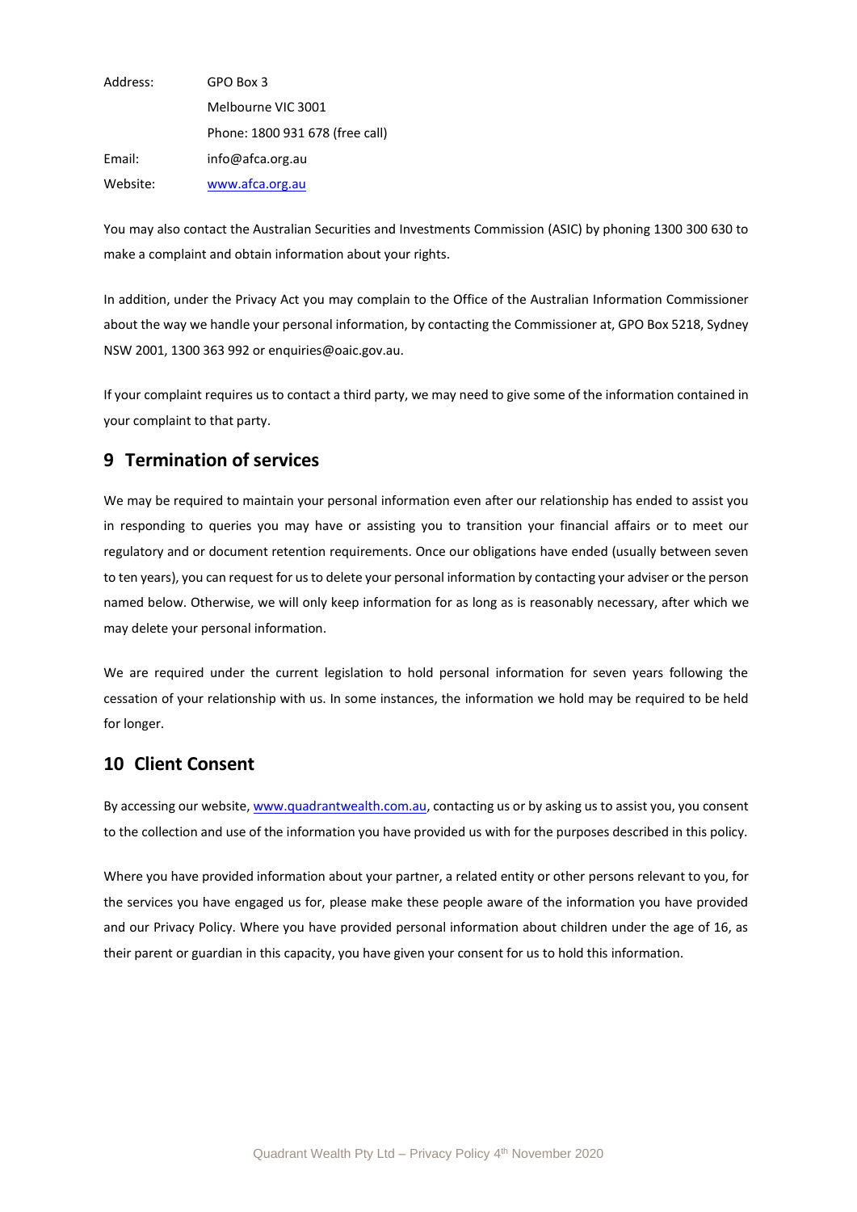| | |
|---|---|
| Address: | GPO Box 3 |
| | Melbourne VIC 3001 |
| | Phone: 1800 931 678 (free call) |
| Email: | info@afca.org.au |
| Website: | www.afca.org.au |

You may also contact the Australian Securities and Investments Commission (ASIC) by phoning 1300 300 630 to make a complaint and obtain information about your rights.

In addition, under the Privacy Act you may complain to the Office of the Australian Information Commissioner about the way we handle your personal information, by contacting the Commissioner at, GPO Box 5218, Sydney NSW 2001, 1300 363 992 or enquiries@oaic.gov.au.

If your complaint requires us to contact a third party, we may need to give some of the information contained in your complaint to that party.

## 9 Termination of services

We may be required to maintain your personal information even after our relationship has ended to assist you in responding to queries you may have or assisting you to transition your financial affairs or to meet our regulatory and or document retention requirements. Once our obligations have ended (usually between seven to ten years), you can request for us to delete your personal information by contacting your adviser or the person named below. Otherwise, we will only keep information for as long as is reasonably necessary, after which we may delete your personal information.

We are required under the current legislation to hold personal information for seven years following the cessation of your relationship with us. In some instances, the information we hold may be required to be held for longer.

## 10 Client Consent

By accessing our website, www.quadrantwealth.com.au, contacting us or by asking us to assist you, you consent to the collection and use of the information you have provided us with for the purposes described in this policy.

Where you have provided information about your partner, a related entity or other persons relevant to you, for the services you have engaged us for, please make these people aware of the information you have provided and our Privacy Policy. Where you have provided personal information about children under the age of 16, as their parent or guardian in this capacity, you have given your consent for us to hold this information.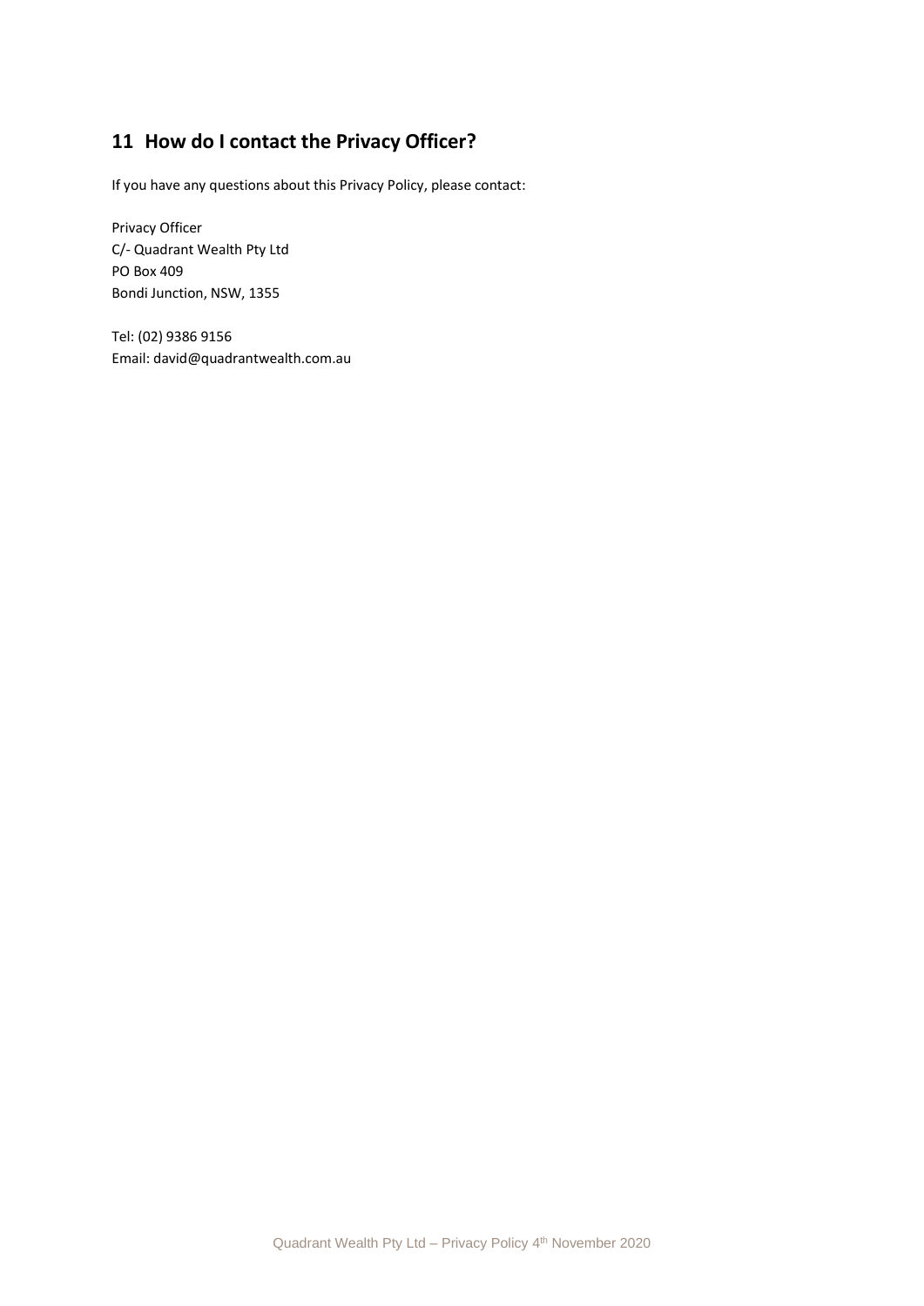## 11 How do I contact the Privacy Officer?

If you have any questions about this Privacy Policy, please contact:

Privacy Officer
C/- Quadrant Wealth Pty Ltd
PO Box 409
Bondi Junction, NSW, 1355

Tel: (02) 9386 9156
Email: david@quadrantwealth.com.au